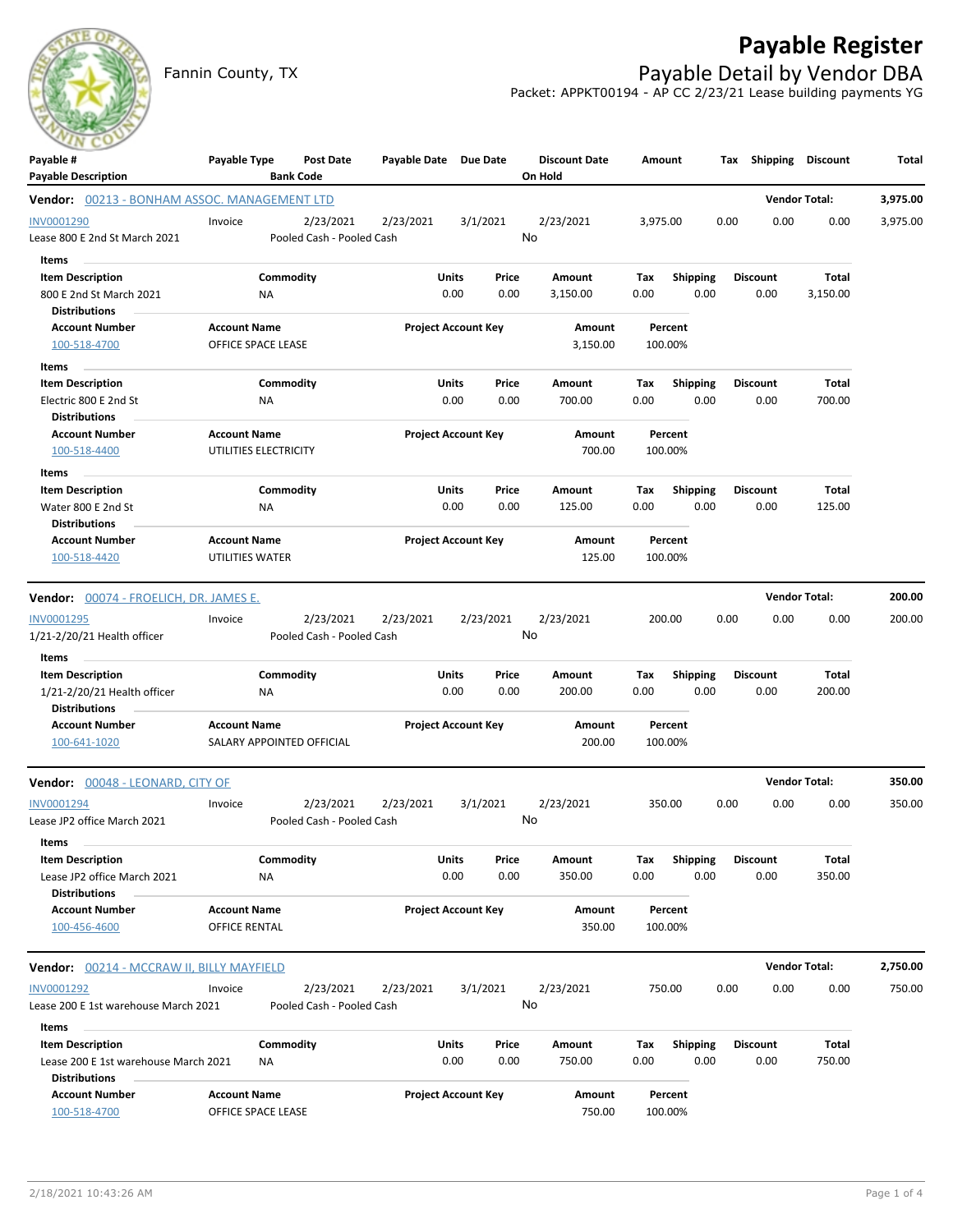# Payable Register

Fannin County, TX

## Payable Detail by Vendor DBA

Packet: APPKT00194 - AP CC 2/23/21 Lease building payments YG

| Payable # / Payable Description | Payable Type | Post Date / Bank Code | Payable Date | Due Date | Discount Date / On Hold | Amount | Tax | Shipping | Discount | Total |
|---|---|---|---|---|---|---|---|---|---|---|

### Vendor: 00213 - BONHAM ASSOC. MANAGEMENT LTD — Vendor Total: 3,975.00

| Payable # | Payable Type | Post Date | Payable Date | Due Date | Discount Date | Amount | Tax | Shipping | Discount | Total |
|---|---|---|---|---|---|---|---|---|---|---|
| INV0001290 | Invoice | 2/23/2021 | 2/23/2021 | 3/1/2021 | 2/23/2021 | 3,975.00 | 0.00 | 0.00 | 0.00 | 3,975.00 |
| Lease 800 E 2nd St March 2021 | | Pooled Cash - Pooled Cash | | | No | | | | | |

**Items**

| Item Description | Commodity | Units | Price | Amount | Tax | Shipping | Discount | Total |
|---|---|---|---|---|---|---|---|---|
| 800 E 2nd St March 2021 | NA | 0.00 | 0.00 | 3,150.00 | 0.00 | 0.00 | 0.00 | 3,150.00 |

**Distributions**

| Account Number | Account Name | Project Account Key | Amount | Percent |
|---|---|---|---|---|
| 100-518-4700 | OFFICE SPACE LEASE | | 3,150.00 | 100.00% |

**Items**

| Item Description | Commodity | Units | Price | Amount | Tax | Shipping | Discount | Total |
|---|---|---|---|---|---|---|---|---|
| Electric 800 E 2nd St | NA | 0.00 | 0.00 | 700.00 | 0.00 | 0.00 | 0.00 | 700.00 |

**Distributions**

| Account Number | Account Name | Project Account Key | Amount | Percent |
|---|---|---|---|---|
| 100-518-4400 | UTILITIES ELECTRICITY | | 700.00 | 100.00% |

**Items**

| Item Description | Commodity | Units | Price | Amount | Tax | Shipping | Discount | Total |
|---|---|---|---|---|---|---|---|---|
| Water 800 E 2nd St | NA | 0.00 | 0.00 | 125.00 | 0.00 | 0.00 | 0.00 | 125.00 |

**Distributions**

| Account Number | Account Name | Project Account Key | Amount | Percent |
|---|---|---|---|---|
| 100-518-4420 | UTILITIES WATER | | 125.00 | 100.00% |

### Vendor: 00074 - FROELICH, DR. JAMES E. — Vendor Total: 200.00

| Payable # | Payable Type | Post Date | Payable Date | Due Date | Discount Date | Amount | Tax | Shipping | Discount | Total |
|---|---|---|---|---|---|---|---|---|---|---|
| INV0001295 | Invoice | 2/23/2021 | 2/23/2021 | 2/23/2021 | 2/23/2021 | 200.00 | 0.00 | 0.00 | 0.00 | 200.00 |
| 1/21-2/20/21 Health officer | | Pooled Cash - Pooled Cash | | | No | | | | | |

**Items**

| Item Description | Commodity | Units | Price | Amount | Tax | Shipping | Discount | Total |
|---|---|---|---|---|---|---|---|---|
| 1/21-2/20/21 Health officer | NA | 0.00 | 0.00 | 200.00 | 0.00 | 0.00 | 0.00 | 200.00 |

**Distributions**

| Account Number | Account Name | Project Account Key | Amount | Percent |
|---|---|---|---|---|
| 100-641-1020 | SALARY APPOINTED OFFICIAL | | 200.00 | 100.00% |

### Vendor: 00048 - LEONARD, CITY OF — Vendor Total: 350.00

| Payable # | Payable Type | Post Date | Payable Date | Due Date | Discount Date | Amount | Tax | Shipping | Discount | Total |
|---|---|---|---|---|---|---|---|---|---|---|
| INV0001294 | Invoice | 2/23/2021 | 2/23/2021 | 3/1/2021 | 2/23/2021 | 350.00 | 0.00 | 0.00 | 0.00 | 350.00 |
| Lease JP2 office March 2021 | | Pooled Cash - Pooled Cash | | | No | | | | | |

**Items**

| Item Description | Commodity | Units | Price | Amount | Tax | Shipping | Discount | Total |
|---|---|---|---|---|---|---|---|---|
| Lease JP2 office March 2021 | NA | 0.00 | 0.00 | 350.00 | 0.00 | 0.00 | 0.00 | 350.00 |

**Distributions**

| Account Number | Account Name | Project Account Key | Amount | Percent |
|---|---|---|---|---|
| 100-456-4600 | OFFICE RENTAL | | 350.00 | 100.00% |

### Vendor: 00214 - MCCRAW II, BILLY MAYFIELD — Vendor Total: 2,750.00

| Payable # | Payable Type | Post Date | Payable Date | Due Date | Discount Date | Amount | Tax | Shipping | Discount | Total |
|---|---|---|---|---|---|---|---|---|---|---|
| INV0001292 | Invoice | 2/23/2021 | 2/23/2021 | 3/1/2021 | 2/23/2021 | 750.00 | 0.00 | 0.00 | 0.00 | 750.00 |
| Lease 200 E 1st warehouse March 2021 | | Pooled Cash - Pooled Cash | | | No | | | | | |

**Items**

| Item Description | Commodity | Units | Price | Amount | Tax | Shipping | Discount | Total |
|---|---|---|---|---|---|---|---|---|
| Lease 200 E 1st warehouse March 2021 | NA | 0.00 | 0.00 | 750.00 | 0.00 | 0.00 | 0.00 | 750.00 |

**Distributions**

| Account Number | Account Name | Project Account Key | Amount | Percent |
|---|---|---|---|---|
| 100-518-4700 | OFFICE SPACE LEASE | | 750.00 | 100.00% |

2/18/2021 10:43:26 AM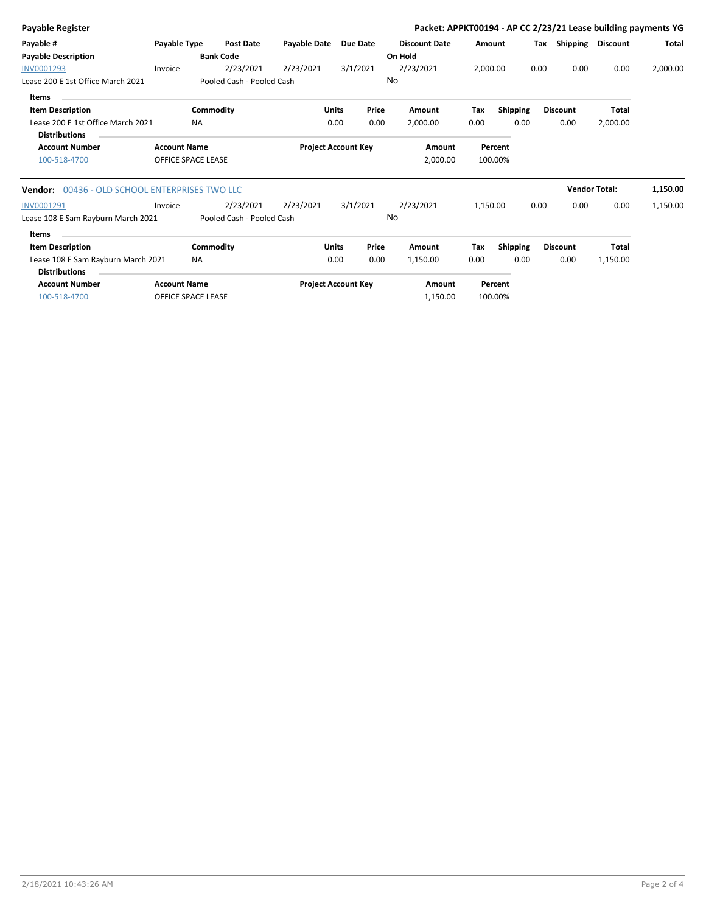**Payable Register** — **Packet: APPKT00194 - AP CC 2/23/21 Lease building payments YG**

| Payable # | Payable Type | Post Date | Payable Date | Due Date | Discount Date | Amount | Tax | Shipping | Discount | Total |
|---|---|---|---|---|---|---|---|---|---|---|
| **Payable Description** | | **Bank Code** | | | **On Hold** | | | | | |
| INV0001293 | Invoice | 2/23/2021 | 2/23/2021 | 3/1/2021 | 2/23/2021 | 2,000.00 | 0.00 | 0.00 | 0.00 | 2,000.00 |
| Lease 200 E 1st Office March 2021 | | Pooled Cash - Pooled Cash | | | No | | | | | |

**Items**

| Item Description | Commodity | Units | Price | Amount | Tax | Shipping | Discount | Total |
|---|---|---|---|---|---|---|---|---|
| Lease 200 E 1st Office March 2021 | NA | 0.00 | 0.00 | 2,000.00 | 0.00 | 0.00 | 0.00 | 2,000.00 |

**Distributions**

| Account Number | Account Name | Project Account Key | Amount | Percent |
|---|---|---|---|---|
| 100-518-4700 | OFFICE SPACE LEASE | | 2,000.00 | 100.00% |

**Vendor:** 00436 - OLD SCHOOL ENTERPRISES TWO LLC — **Vendor Total:** 1,150.00

| Payable # | Payable Type | Post Date | Payable Date | Due Date | Discount Date | Amount | Tax | Shipping | Discount | Total |
|---|---|---|---|---|---|---|---|---|---|---|
| INV0001291 | Invoice | 2/23/2021 | 2/23/2021 | 3/1/2021 | 2/23/2021 | 1,150.00 | 0.00 | 0.00 | 0.00 | 1,150.00 |
| Lease 108 E Sam Rayburn March 2021 | | Pooled Cash - Pooled Cash | | | No | | | | | |

**Items**

| Item Description | Commodity | Units | Price | Amount | Tax | Shipping | Discount | Total |
|---|---|---|---|---|---|---|---|---|
| Lease 108 E Sam Rayburn March 2021 | NA | 0.00 | 0.00 | 1,150.00 | 0.00 | 0.00 | 0.00 | 1,150.00 |

**Distributions**

| Account Number | Account Name | Project Account Key | Amount | Percent |
|---|---|---|---|---|
| 100-518-4700 | OFFICE SPACE LEASE | | 1,150.00 | 100.00% |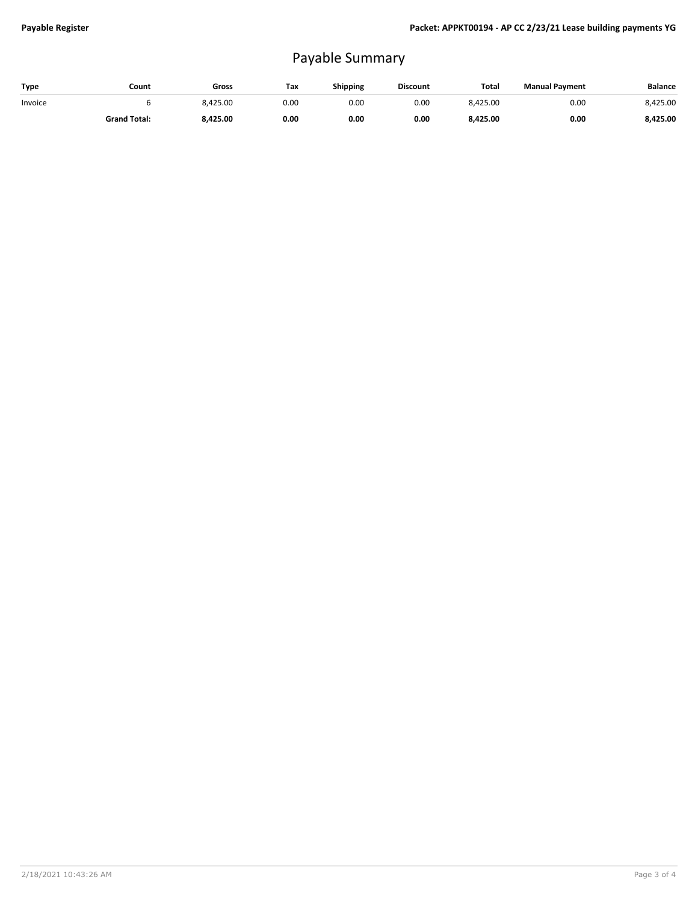# Payable Summary

| Type | Count | Gross | Tax | Shipping | Discount | Total | Manual Payment | Balance |
|---|---|---|---|---|---|---|---|---|
| Invoice | 6 | 8,425.00 | 0.00 | 0.00 | 0.00 | 8,425.00 | 0.00 | 8,425.00 |
| | **Grand Total:** | **8,425.00** | **0.00** | **0.00** | **0.00** | **8,425.00** | **0.00** | **8,425.00** |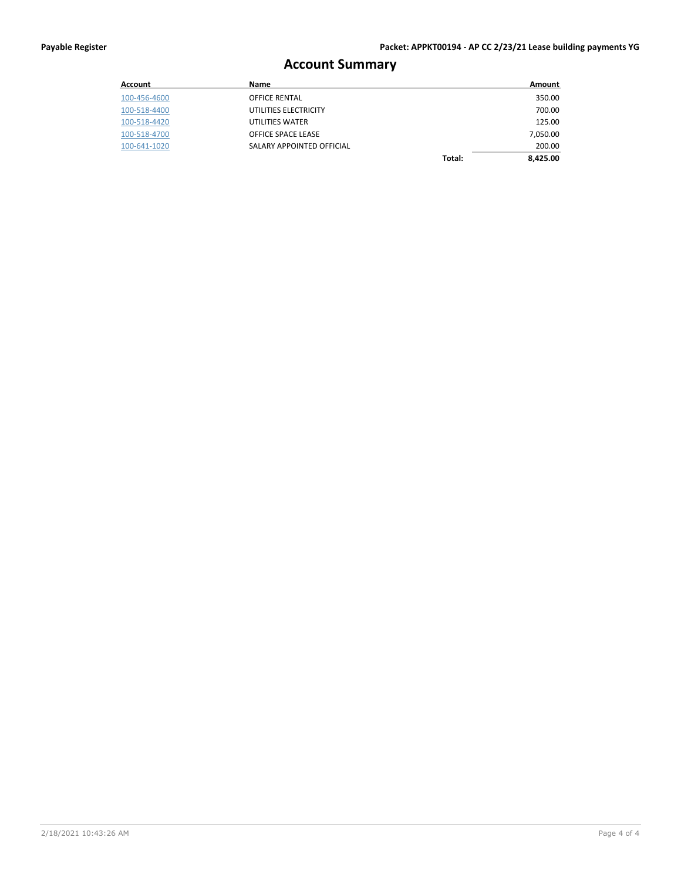# Account Summary

| Account | Name | | Amount |
|---|---|---|---|
| 100-456-4600 | OFFICE RENTAL | | 350.00 |
| 100-518-4400 | UTILITIES ELECTRICITY | | 700.00 |
| 100-518-4420 | UTILITIES WATER | | 125.00 |
| 100-518-4700 | OFFICE SPACE LEASE | | 7,050.00 |
| 100-641-1020 | SALARY APPOINTED OFFICIAL | | 200.00 |
| | | **Total:** | **8,425.00** |